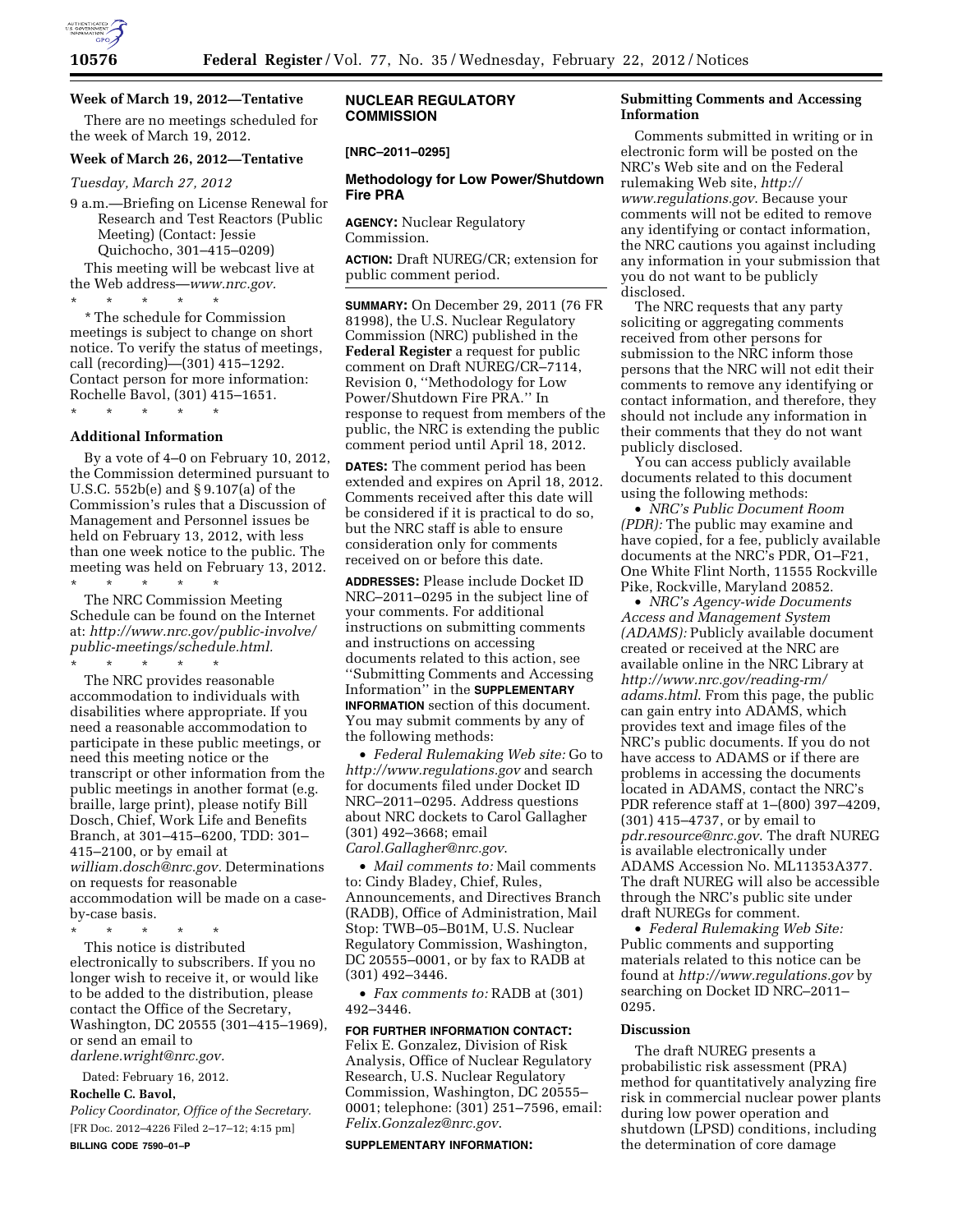**Week of March 19, 2012—Tentative**

There are no meetings scheduled for the week of March 19, 2012.

**Week of March 26, 2012—Tentative**

*Tuesday, March 27, 2012*

9 a.m.—Briefing on License Renewal for Research and Test Reactors (Public Meeting) (Contact: Jessie Quichocho, 301–415–0209)

This meeting will be webcast live at the Web address—*www.nrc.gov.*

\* \* \* \* \*

\* The schedule for Commission meetings is subject to change on short notice. To verify the status of meetings, call (recording)—(301) 415–1292. Contact person for more information: Rochelle Bavol, (301) 415–1651.

\* \* \* \* \*

**Additional Information**

By a vote of 4–0 on February 10, 2012, the Commission determined pursuant to U.S.C. 552b(e) and § 9.107(a) of the Commission's rules that a Discussion of Management and Personnel issues be held on February 13, 2012, with less than one week notice to the public. The meeting was held on February 13, 2012.

\* \* \* \* \*

The NRC Commission Meeting Schedule can be found on the Internet at: *http://www.nrc.gov/public-involve/public-meetings/schedule.html.*

\* \* \* \* \*

The NRC provides reasonable accommodation to individuals with disabilities where appropriate. If you need a reasonable accommodation to participate in these public meetings, or need this meeting notice or the transcript or other information from the public meetings in another format (e.g. braille, large print), please notify Bill Dosch, Chief, Work Life and Benefits Branch, at 301–415–6200, TDD: 301–415–2100, or by email at *william.dosch@nrc.gov.* Determinations on requests for reasonable accommodation will be made on a case-by-case basis.

\* \* \* \* \*

This notice is distributed electronically to subscribers. If you no longer wish to receive it, or would like to be added to the distribution, please contact the Office of the Secretary, Washington, DC 20555 (301–415–1969), or send an email to *darlene.wright@nrc.gov.*

Dated: February 16, 2012.

**Rochelle C. Bavol,**

*Policy Coordinator, Office of the Secretary.*

[FR Doc. 2012–4226 Filed 2–17–12; 4:15 pm]

**BILLING CODE 7590–01–P**

## NUCLEAR REGULATORY COMMISSION

**[NRC–2011–0295]**

## Methodology for Low Power/Shutdown Fire PRA

**AGENCY:** Nuclear Regulatory Commission.

**ACTION:** Draft NUREG/CR; extension for public comment period.

**SUMMARY:** On December 29, 2011 (76 FR 81998), the U.S. Nuclear Regulatory Commission (NRC) published in the **Federal Register** a request for public comment on Draft NUREG/CR–7114, Revision 0, ''Methodology for Low Power/Shutdown Fire PRA.'' In response to request from members of the public, the NRC is extending the public comment period until April 18, 2012.

**DATES:** The comment period has been extended and expires on April 18, 2012. Comments received after this date will be considered if it is practical to do so, but the NRC staff is able to ensure consideration only for comments received on or before this date.

**ADDRESSES:** Please include Docket ID NRC–2011–0295 in the subject line of your comments. For additional instructions on submitting comments and instructions on accessing documents related to this action, see ''Submitting Comments and Accessing Information'' in the **SUPPLEMENTARY INFORMATION** section of this document. You may submit comments by any of the following methods:

• *Federal Rulemaking Web site:* Go to *http://www.regulations.gov* and search for documents filed under Docket ID NRC–2011–0295. Address questions about NRC dockets to Carol Gallagher (301) 492–3668; email *Carol.Gallagher@nrc.gov.*

• *Mail comments to:* Mail comments to: Cindy Bladey, Chief, Rules, Announcements, and Directives Branch (RADB), Office of Administration, Mail Stop: TWB–05–B01M, U.S. Nuclear Regulatory Commission, Washington, DC 20555–0001, or by fax to RADB at (301) 492–3446.

• *Fax comments to:* RADB at (301) 492–3446.

**FOR FURTHER INFORMATION CONTACT:** Felix E. Gonzalez, Division of Risk Analysis, Office of Nuclear Regulatory Research, U.S. Nuclear Regulatory Commission, Washington, DC 20555–0001; telephone: (301) 251–7596, email: *Felix.Gonzalez@nrc.gov.*

**SUPPLEMENTARY INFORMATION:**

### Submitting Comments and Accessing Information

Comments submitted in writing or in electronic form will be posted on the NRC's Web site and on the Federal rulemaking Web site, *http://www.regulations.gov.* Because your comments will not be edited to remove any identifying or contact information, the NRC cautions you against including any information in your submission that you do not want to be publicly disclosed.

The NRC requests that any party soliciting or aggregating comments received from other persons for submission to the NRC inform those persons that the NRC will not edit their comments to remove any identifying or contact information, and therefore, they should not include any information in their comments that they do not want publicly disclosed.

You can access publicly available documents related to this document using the following methods:

• *NRC's Public Document Room (PDR):* The public may examine and have copied, for a fee, publicly available documents at the NRC's PDR, O1–F21, One White Flint North, 11555 Rockville Pike, Rockville, Maryland 20852.

• *NRC's Agency-wide Documents Access and Management System (ADAMS):* Publicly available document created or received at the NRC are available online in the NRC Library at *http://www.nrc.gov/reading-rm/adams.html.* From this page, the public can gain entry into ADAMS, which provides text and image files of the NRC's public documents. If you do not have access to ADAMS or if there are problems in accessing the documents located in ADAMS, contact the NRC's PDR reference staff at 1–(800) 397–4209, (301) 415–4737, or by email to *pdr.resource@nrc.gov.* The draft NUREG is available electronically under ADAMS Accession No. ML11353A377. The draft NUREG will also be accessible through the NRC's public site under draft NUREGs for comment.

• *Federal Rulemaking Web Site:* Public comments and supporting materials related to this notice can be found at *http://www.regulations.gov* by searching on Docket ID NRC–2011–0295.

### Discussion

The draft NUREG presents a probabilistic risk assessment (PRA) method for quantitatively analyzing fire risk in commercial nuclear power plants during low power operation and shutdown (LPSD) conditions, including the determination of core damage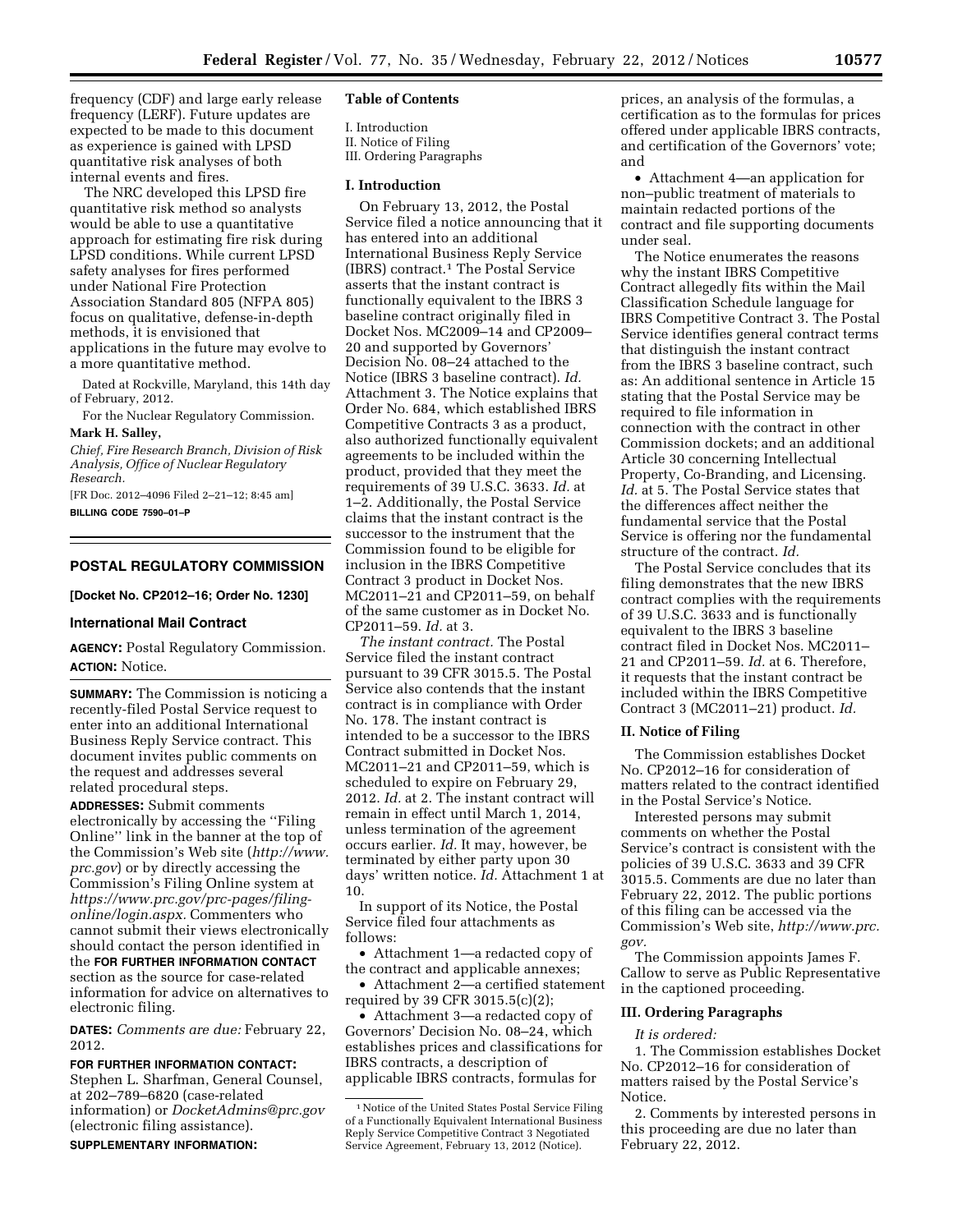frequency (CDF) and large early release frequency (LERF). Future updates are expected to be made to this document as experience is gained with LPSD quantitative risk analyses of both internal events and fires.

The NRC developed this LPSD fire quantitative risk method so analysts would be able to use a quantitative approach for estimating fire risk during LPSD conditions. While current LPSD safety analyses for fires performed under National Fire Protection Association Standard 805 (NFPA 805) focus on qualitative, defense-in-depth methods, it is envisioned that applications in the future may evolve to a more quantitative method.

Dated at Rockville, Maryland, this 14th day of February, 2012.

For the Nuclear Regulatory Commission.

**Mark H. Salley,**

*Chief, Fire Research Branch, Division of Risk Analysis, Office of Nuclear Regulatory Research.*

[FR Doc. 2012–4096 Filed 2–21–12; 8:45 am]

**BILLING CODE 7590–01–P**

## POSTAL REGULATORY COMMISSION

**[Docket No. CP2012–16; Order No. 1230]**

### International Mail Contract

**AGENCY:** Postal Regulatory Commission.

**ACTION:** Notice.

**SUMMARY:** The Commission is noticing a recently-filed Postal Service request to enter into an additional International Business Reply Service contract. This document invites public comments on the request and addresses several related procedural steps.

**ADDRESSES:** Submit comments electronically by accessing the ''Filing Online'' link in the banner at the top of the Commission's Web site (*http://www.prc.gov*) or by directly accessing the Commission's Filing Online system at *https://www.prc.gov/prc-pages/filing-online/login.aspx*. Commenters who cannot submit their views electronically should contact the person identified in the **FOR FURTHER INFORMATION CONTACT** section as the source for case-related information for advice on alternatives to electronic filing.

**DATES:** *Comments are due:* February 22, 2012.

**FOR FURTHER INFORMATION CONTACT:** Stephen L. Sharfman, General Counsel, at 202–789–6820 (case-related information) or *DocketAdmins@prc.gov* (electronic filing assistance).

**SUPPLEMENTARY INFORMATION:**

**Table of Contents**

I. Introduction
II. Notice of Filing
III. Ordering Paragraphs

### I. Introduction

On February 13, 2012, the Postal Service filed a notice announcing that it has entered into an additional International Business Reply Service (IBRS) contract.[1] The Postal Service asserts that the instant contract is functionally equivalent to the IBRS 3 baseline contract originally filed in Docket Nos. MC2009–14 and CP2009–20 and supported by Governors' Decision No. 08–24 attached to the Notice (IBRS 3 baseline contract). *Id.* Attachment 3. The Notice explains that Order No. 684, which established IBRS Competitive Contracts 3 as a product, also authorized functionally equivalent agreements to be included within the product, provided that they meet the requirements of 39 U.S.C. 3633. *Id.* at 1–2. Additionally, the Postal Service claims that the instant contract is the successor to the instrument that the Commission found to be eligible for inclusion in the IBRS Competitive Contract 3 product in Docket Nos. MC2011–21 and CP2011–59, on behalf of the same customer as in Docket No. CP2011–59. *Id.* at 3.

*The instant contract.* The Postal Service filed the instant contract pursuant to 39 CFR 3015.5. The Postal Service also contends that the instant contract is in compliance with Order No. 178. The instant contract is intended to be a successor to the IBRS Contract submitted in Docket Nos. MC2011–21 and CP2011–59, which is scheduled to expire on February 29, 2012. *Id.* at 2. The instant contract will remain in effect until March 1, 2014, unless termination of the agreement occurs earlier. *Id.* It may, however, be terminated by either party upon 30 days' written notice. *Id.* Attachment 1 at 10.

In support of its Notice, the Postal Service filed four attachments as follows:

- Attachment 1—a redacted copy of the contract and applicable annexes;
- Attachment 2—a certified statement required by 39 CFR 3015.5(c)(2);
- Attachment 3—a redacted copy of Governors' Decision No. 08–24, which establishes prices and classifications for IBRS contracts, a description of applicable IBRS contracts, formulas for prices, an analysis of the formulas, a certification as to the formulas for prices offered under applicable IBRS contracts, and certification of the Governors' vote; and
- Attachment 4—an application for non–public treatment of materials to maintain redacted portions of the contract and file supporting documents under seal.

The Notice enumerates the reasons why the instant IBRS Competitive Contract allegedly fits within the Mail Classification Schedule language for IBRS Competitive Contract 3. The Postal Service identifies general contract terms that distinguish the instant contract from the IBRS 3 baseline contract, such as: An additional sentence in Article 15 stating that the Postal Service may be required to file information in connection with the contract in other Commission dockets; and an additional Article 30 concerning Intellectual Property, Co-Branding, and Licensing. *Id.* at 5. The Postal Service states that the differences affect neither the fundamental service that the Postal Service is offering nor the fundamental structure of the contract. *Id.*

The Postal Service concludes that its filing demonstrates that the new IBRS contract complies with the requirements of 39 U.S.C. 3633 and is functionally equivalent to the IBRS 3 baseline contract filed in Docket Nos. MC2011–21 and CP2011–59. *Id.* at 6. Therefore, it requests that the instant contract be included within the IBRS Competitive Contract 3 (MC2011–21) product. *Id.*

### II. Notice of Filing

The Commission establishes Docket No. CP2012–16 for consideration of matters related to the contract identified in the Postal Service's Notice.

Interested persons may submit comments on whether the Postal Service's contract is consistent with the policies of 39 U.S.C. 3633 and 39 CFR 3015.5. Comments are due no later than February 22, 2012. The public portions of this filing can be accessed via the Commission's Web site, *http://www.prc.gov*.

The Commission appoints James F. Callow to serve as Public Representative in the captioned proceeding.

### III. Ordering Paragraphs

*It is ordered:*

1. The Commission establishes Docket No. CP2012–16 for consideration of matters raised by the Postal Service's Notice.

2. Comments by interested persons in this proceeding are due no later than February 22, 2012.

[1] Notice of the United States Postal Service Filing of a Functionally Equivalent International Business Reply Service Competitive Contract 3 Negotiated Service Agreement, February 13, 2012 (Notice).